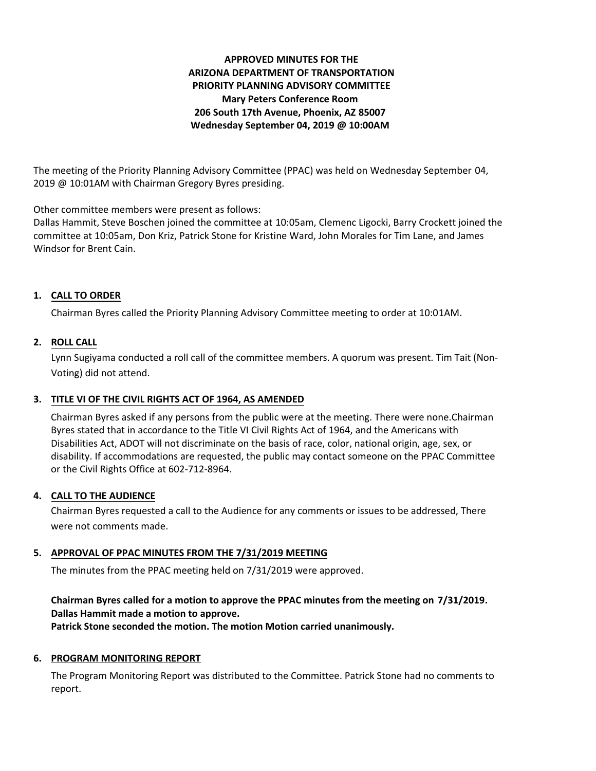# APPROVED MINUTES FOR THE ARIZONA DEPARTMENT OF TRANSPORTATION PRIORITY PLANNING ADVISORY COMMITTEE

**Mary Peters Conference Room**
**206 South 17th Avenue, Phoenix, AZ 85007**
**Wednesday September 04, 2019 @ 10:00AM**

The meeting of the Priority Planning Advisory Committee (PPAC) was held on Wednesday September 04, 2019 @ 10:01AM with Chairman Gregory Byres presiding.

Other committee members were present as follows:
Dallas Hammit, Steve Boschen joined the committee at 10:05am, Clemenc Ligocki, Barry Crockett joined the committee at 10:05am, Don Kriz, Patrick Stone for Kristine Ward, John Morales for Tim Lane, and James Windsor for Brent Cain.

## 1. CALL TO ORDER

Chairman Byres called the Priority Planning Advisory Committee meeting to order at 10:01AM.

## 2. ROLL CALL

Lynn Sugiyama conducted a roll call of the committee members. A quorum was present. Tim Tait (Non-Voting) did not attend.

## 3. TITLE VI OF THE CIVIL RIGHTS ACT OF 1964, AS AMENDED

Chairman Byres asked if any persons from the public were at the meeting. There were none.Chairman Byres stated that in accordance to the Title VI Civil Rights Act of 1964, and the Americans with Disabilities Act, ADOT will not discriminate on the basis of race, color, national origin, age, sex, or disability. If accommodations are requested, the public may contact someone on the PPAC Committee or the Civil Rights Office at 602-712-8964.

## 4. CALL TO THE AUDIENCE

Chairman Byres requested a call to the Audience for any comments or issues to be addressed, There were not comments made.

## 5. APPROVAL OF PPAC MINUTES FROM THE 7/31/2019 MEETING

The minutes from the PPAC meeting held on 7/31/2019 were approved.

**Chairman Byres called for a motion to approve the PPAC minutes from the meeting on 7/31/2019.**
**Dallas Hammit made a motion to approve.**
**Patrick Stone seconded the motion. The motion Motion carried unanimously.**

## 6. PROGRAM MONITORING REPORT

The Program Monitoring Report was distributed to the Committee. Patrick Stone had no comments to report.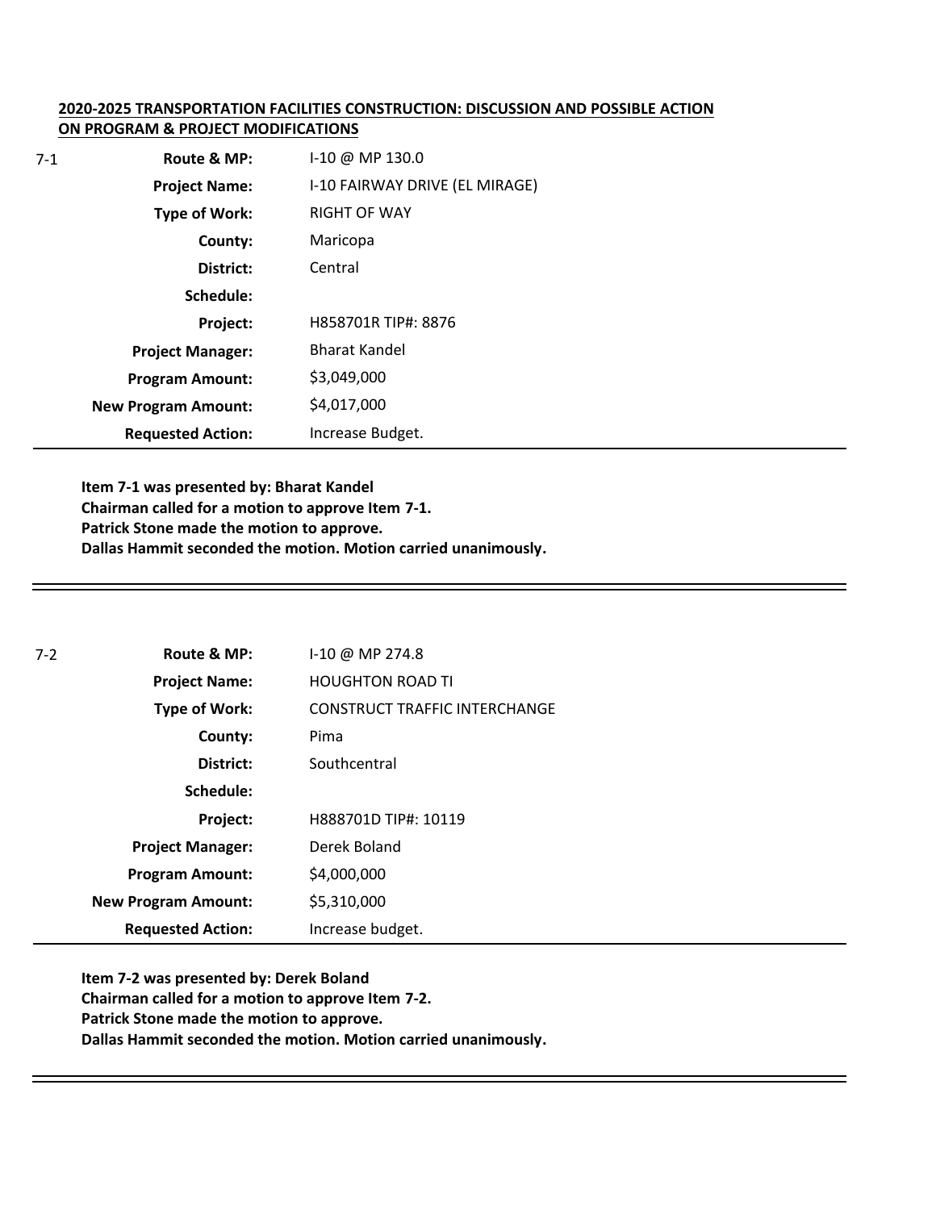**2020-2025 TRANSPORTATION FACILITIES CONSTRUCTION: DISCUSSION AND POSSIBLE ACTION ON PROGRAM & PROJECT MODIFICATIONS**

7-1

| | |
|---|---|
| **Route & MP:** | I-10 @ MP 130.0 |
| **Project Name:** | I-10 FAIRWAY DRIVE (EL MIRAGE) |
| **Type of Work:** | RIGHT OF WAY |
| **County:** | Maricopa |
| **District:** | Central |
| **Schedule:** | |
| **Project:** | H858701R TIP#: 8876 |
| **Project Manager:** | Bharat Kandel |
| **Program Amount:** | $3,049,000 |
| **New Program Amount:** | $4,017,000 |
| **Requested Action:** | Increase Budget. |

**Item 7-1 was presented by: Bharat Kandel**
**Chairman called for a motion to approve Item 7-1.**
**Patrick Stone made the motion to approve.**
**Dallas Hammit seconded the motion. Motion carried unanimously.**

---

7-2

| | |
|---|---|
| **Route & MP:** | I-10 @ MP 274.8 |
| **Project Name:** | HOUGHTON ROAD TI |
| **Type of Work:** | CONSTRUCT TRAFFIC INTERCHANGE |
| **County:** | Pima |
| **District:** | Southcentral |
| **Schedule:** | |
| **Project:** | H888701D TIP#: 10119 |
| **Project Manager:** | Derek Boland |
| **Program Amount:** | $4,000,000 |
| **New Program Amount:** | $5,310,000 |
| **Requested Action:** | Increase budget. |

**Item 7-2 was presented by: Derek Boland**
**Chairman called for a motion to approve Item 7-2.**
**Patrick Stone made the motion to approve.**
**Dallas Hammit seconded the motion. Motion carried unanimously.**

---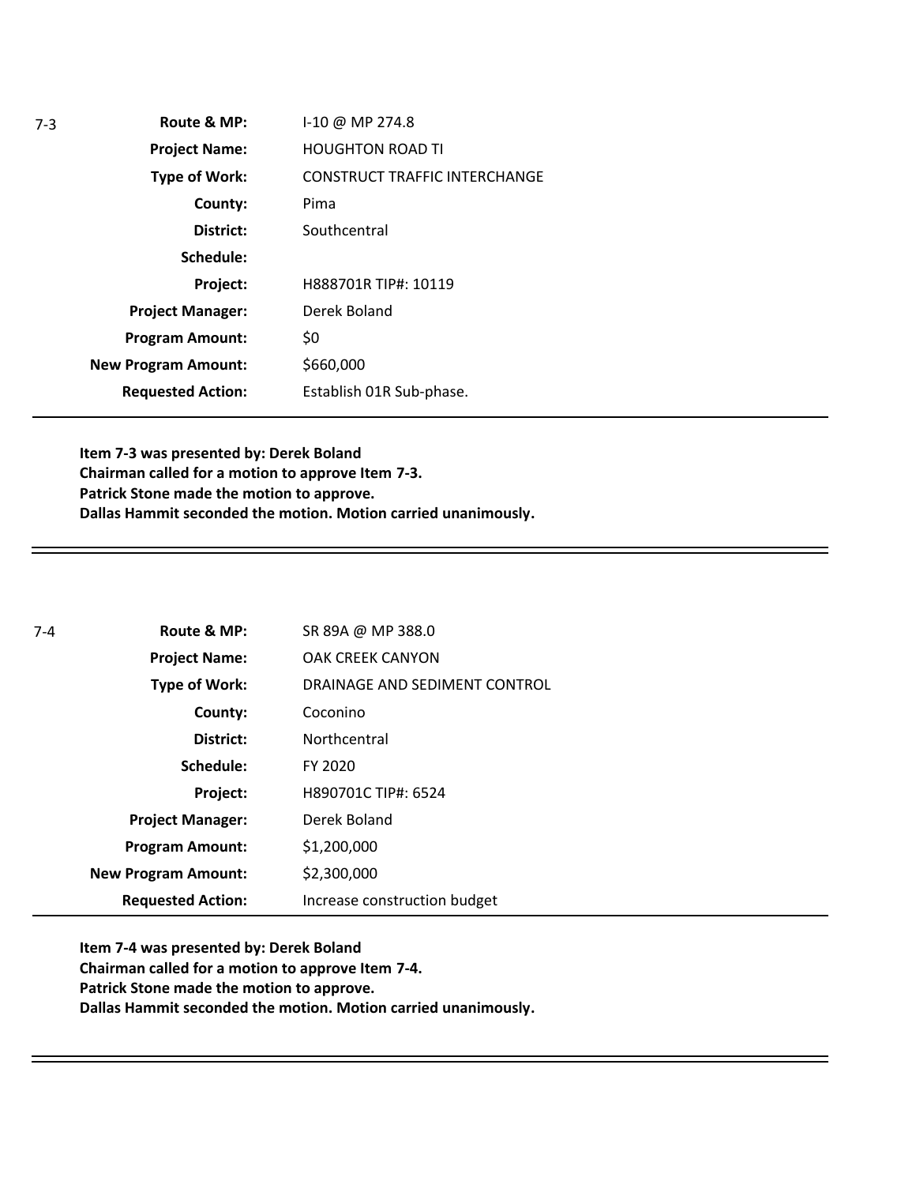7-3

| | |
|---|---|
| **Route & MP:** | I-10 @ MP 274.8 |
| **Project Name:** | HOUGHTON ROAD TI |
| **Type of Work:** | CONSTRUCT TRAFFIC INTERCHANGE |
| **County:** | Pima |
| **District:** | Southcentral |
| **Schedule:** | |
| **Project:** | H888701R TIP#: 10119 |
| **Project Manager:** | Derek Boland |
| **Program Amount:** | $0 |
| **New Program Amount:** | $660,000 |
| **Requested Action:** | Establish 01R Sub-phase. |

**Item 7-3 was presented by: Derek Boland**
**Chairman called for a motion to approve Item 7-3.**
**Patrick Stone made the motion to approve.**
**Dallas Hammit seconded the motion. Motion carried unanimously.**

---

7-4

| | |
|---|---|
| **Route & MP:** | SR 89A @ MP 388.0 |
| **Project Name:** | OAK CREEK CANYON |
| **Type of Work:** | DRAINAGE AND SEDIMENT CONTROL |
| **County:** | Coconino |
| **District:** | Northcentral |
| **Schedule:** | FY 2020 |
| **Project:** | H890701C TIP#: 6524 |
| **Project Manager:** | Derek Boland |
| **Program Amount:** | $1,200,000 |
| **New Program Amount:** | $2,300,000 |
| **Requested Action:** | Increase construction budget |

**Item 7-4 was presented by: Derek Boland**
**Chairman called for a motion to approve Item 7-4.**
**Patrick Stone made the motion to approve.**
**Dallas Hammit seconded the motion. Motion carried unanimously.**

---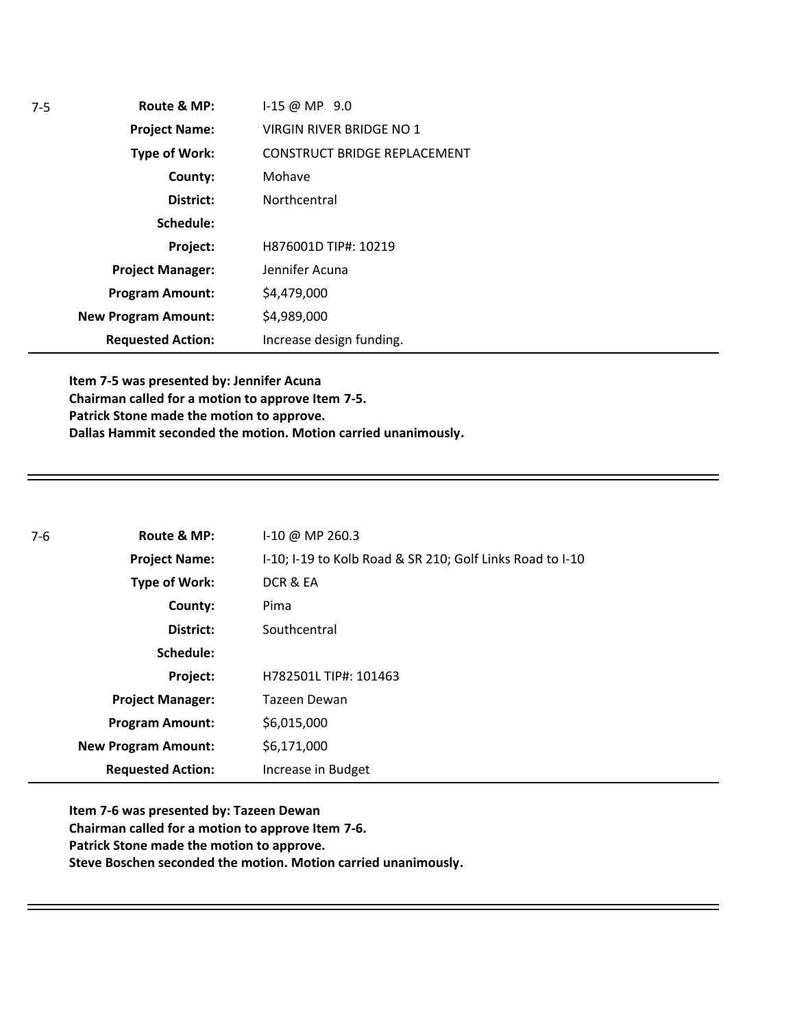7-5

| | |
|---|---|
| **Route & MP:** | I-15 @ MP 9.0 |
| **Project Name:** | VIRGIN RIVER BRIDGE NO 1 |
| **Type of Work:** | CONSTRUCT BRIDGE REPLACEMENT |
| **County:** | Mohave |
| **District:** | Northcentral |
| **Schedule:** | |
| **Project:** | H876001D TIP#: 10219 |
| **Project Manager:** | Jennifer Acuna |
| **Program Amount:** | $4,479,000 |
| **New Program Amount:** | $4,989,000 |
| **Requested Action:** | Increase design funding. |

**Item 7-5 was presented by: Jennifer Acuna**
**Chairman called for a motion to approve Item 7-5.**
**Patrick Stone made the motion to approve.**
**Dallas Hammit seconded the motion. Motion carried unanimously.**

---

7-6

| | |
|---|---|
| **Route & MP:** | I-10 @ MP 260.3 |
| **Project Name:** | I-10; I-19 to Kolb Road & SR 210; Golf Links Road to I-10 |
| **Type of Work:** | DCR & EA |
| **County:** | Pima |
| **District:** | Southcentral |
| **Schedule:** | |
| **Project:** | H782501L TIP#: 101463 |
| **Project Manager:** | Tazeen Dewan |
| **Program Amount:** | $6,015,000 |
| **New Program Amount:** | $6,171,000 |
| **Requested Action:** | Increase in Budget |

**Item 7-6 was presented by: Tazeen Dewan**
**Chairman called for a motion to approve Item 7-6.**
**Patrick Stone made the motion to approve.**
**Steve Boschen seconded the motion. Motion carried unanimously.**

---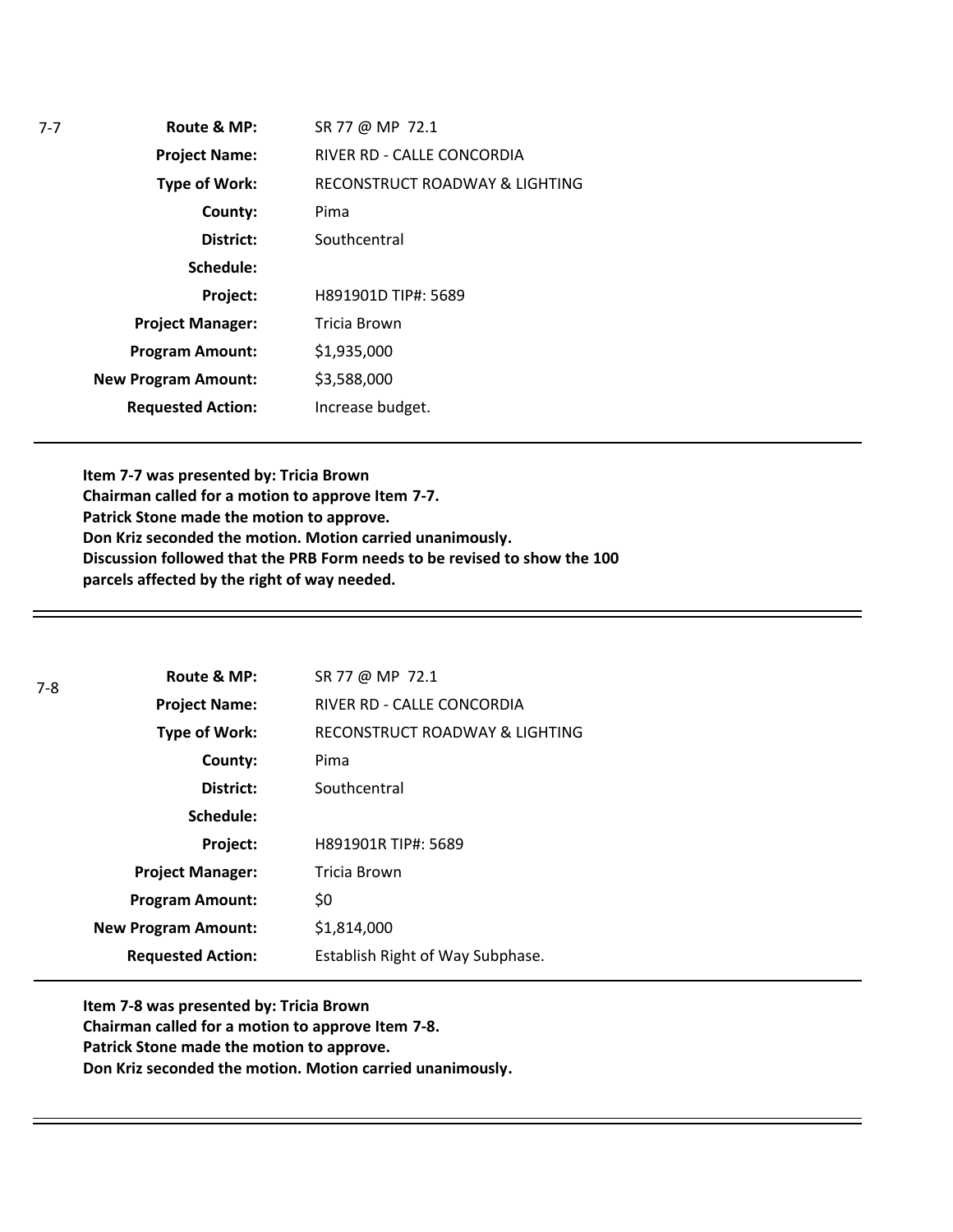7-7

| Field | Value |
|---|---|
| **Route & MP:** | SR 77 @ MP 72.1 |
| **Project Name:** | RIVER RD - CALLE CONCORDIA |
| **Type of Work:** | RECONSTRUCT ROADWAY & LIGHTING |
| **County:** | Pima |
| **District:** | Southcentral |
| **Schedule:** | |
| **Project:** | H891901D TIP#: 5689 |
| **Project Manager:** | Tricia Brown |
| **Program Amount:** | $1,935,000 |
| **New Program Amount:** | $3,588,000 |
| **Requested Action:** | Increase budget. |

**Item 7-7 was presented by: Tricia Brown**
**Chairman called for a motion to approve Item 7-7.**
**Patrick Stone made the motion to approve.**
**Don Kriz seconded the motion. Motion carried unanimously.**
**Discussion followed that the PRB Form needs to be revised to show the 100 parcels affected by the right of way needed.**

---

7-8

| Field | Value |
|---|---|
| **Route & MP:** | SR 77 @ MP 72.1 |
| **Project Name:** | RIVER RD - CALLE CONCORDIA |
| **Type of Work:** | RECONSTRUCT ROADWAY & LIGHTING |
| **County:** | Pima |
| **District:** | Southcentral |
| **Schedule:** | |
| **Project:** | H891901R TIP#: 5689 |
| **Project Manager:** | Tricia Brown |
| **Program Amount:** | $0 |
| **New Program Amount:** | $1,814,000 |
| **Requested Action:** | Establish Right of Way Subphase. |

**Item 7-8 was presented by: Tricia Brown**
**Chairman called for a motion to approve Item 7-8.**
**Patrick Stone made the motion to approve.**
**Don Kriz seconded the motion. Motion carried unanimously.**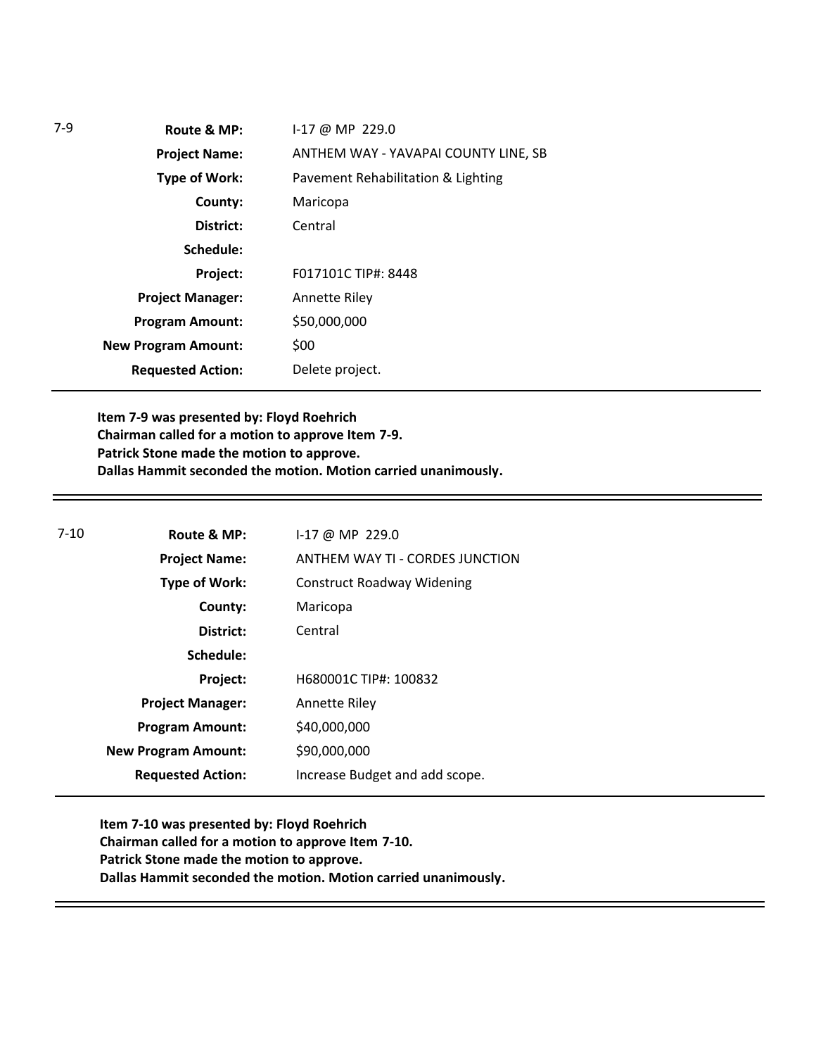7-9

| | |
|---|---|
| **Route & MP:** | I-17 @ MP 229.0 |
| **Project Name:** | ANTHEM WAY - YAVAPAI COUNTY LINE, SB |
| **Type of Work:** | Pavement Rehabilitation & Lighting |
| **County:** | Maricopa |
| **District:** | Central |
| **Schedule:** | |
| **Project:** | F017101C TIP#: 8448 |
| **Project Manager:** | Annette Riley |
| **Program Amount:** | \$50,000,000 |
| **New Program Amount:** | \$00 |
| **Requested Action:** | Delete project. |

**Item 7-9 was presented by: Floyd Roehrich**
**Chairman called for a motion to approve Item 7-9.**
**Patrick Stone made the motion to approve.**
**Dallas Hammit seconded the motion. Motion carried unanimously.**

---

7-10

| | |
|---|---|
| **Route & MP:** | I-17 @ MP 229.0 |
| **Project Name:** | ANTHEM WAY TI - CORDES JUNCTION |
| **Type of Work:** | Construct Roadway Widening |
| **County:** | Maricopa |
| **District:** | Central |
| **Schedule:** | |
| **Project:** | H680001C TIP#: 100832 |
| **Project Manager:** | Annette Riley |
| **Program Amount:** | \$40,000,000 |
| **New Program Amount:** | \$90,000,000 |
| **Requested Action:** | Increase Budget and add scope. |

**Item 7-10 was presented by: Floyd Roehrich**
**Chairman called for a motion to approve Item 7-10.**
**Patrick Stone made the motion to approve.**
**Dallas Hammit seconded the motion. Motion carried unanimously.**

---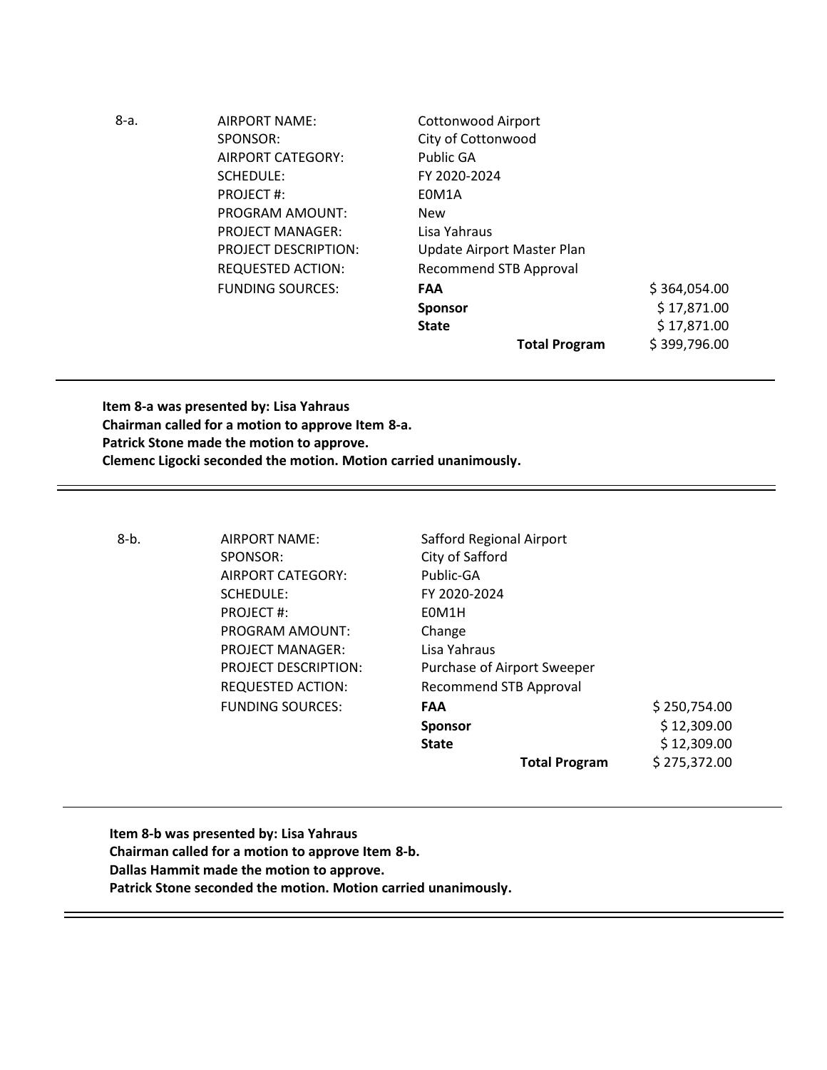8-a.

| | | |
|---|---|---|
| AIRPORT NAME: | Cottonwood Airport | |
| SPONSOR: | City of Cottonwood | |
| AIRPORT CATEGORY: | Public GA | |
| SCHEDULE: | FY 2020-2024 | |
| PROJECT #: | E0M1A | |
| PROGRAM AMOUNT: | New | |
| PROJECT MANAGER: | Lisa Yahraus | |
| PROJECT DESCRIPTION: | Update Airport Master Plan | |
| REQUESTED ACTION: | Recommend STB Approval | |
| FUNDING SOURCES: | **FAA** | $ 364,054.00 |
| | **Sponsor** | $ 17,871.00 |
| | **State** | $ 17,871.00 |
| | **Total Program** | $ 399,796.00 |

---

**Item 8-a was presented by: Lisa Yahraus**
**Chairman called for a motion to approve Item 8-a.**
**Patrick Stone made the motion to approve.**
**Clemenc Ligocki seconded the motion. Motion carried unanimously.**

---

8-b.

| | | |
|---|---|---|
| AIRPORT NAME: | Safford Regional Airport | |
| SPONSOR: | City of Safford | |
| AIRPORT CATEGORY: | Public-GA | |
| SCHEDULE: | FY 2020-2024 | |
| PROJECT #: | E0M1H | |
| PROGRAM AMOUNT: | Change | |
| PROJECT MANAGER: | Lisa Yahraus | |
| PROJECT DESCRIPTION: | Purchase of Airport Sweeper | |
| REQUESTED ACTION: | Recommend STB Approval | |
| FUNDING SOURCES: | **FAA** | $ 250,754.00 |
| | **Sponsor** | $ 12,309.00 |
| | **State** | $ 12,309.00 |
| | **Total Program** | $ 275,372.00 |

---

**Item 8-b was presented by: Lisa Yahraus**
**Chairman called for a motion to approve Item 8-b.**
**Dallas Hammit made the motion to approve.**
**Patrick Stone seconded the motion. Motion carried unanimously.**

---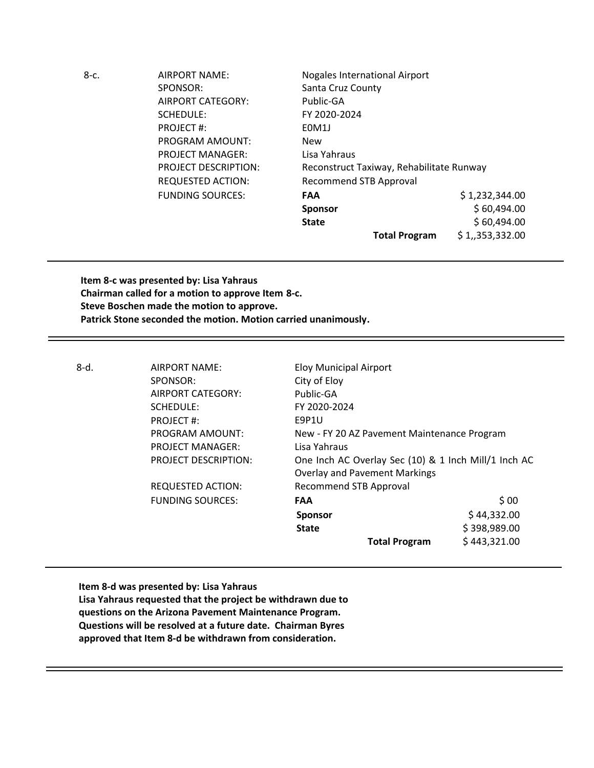| | | | |
|---|---|---|---|
| 8-c. | AIRPORT NAME: | Nogales International Airport | |
| | SPONSOR: | Santa Cruz County | |
| | AIRPORT CATEGORY: | Public-GA | |
| | SCHEDULE: | FY 2020-2024 | |
| | PROJECT #: | E0M1J | |
| | PROGRAM AMOUNT: | New | |
| | PROJECT MANAGER: | Lisa Yahraus | |
| | PROJECT DESCRIPTION: | Reconstruct Taxiway, Rehabilitate Runway | |
| | REQUESTED ACTION: | Recommend STB Approval | |
| | FUNDING SOURCES: | **FAA** | $ 1,232,344.00 |
| | | **Sponsor** | $ 60,494.00 |
| | | **State** | $ 60,494.00 |
| | | **Total Program** | $ 1,,353,332.00 |

---

**Item 8-c was presented by: Lisa Yahraus**
**Chairman called for a motion to approve Item 8-c.**
**Steve Boschen made the motion to approve.**
**Patrick Stone seconded the motion. Motion carried unanimously.**

---

| | | | |
|---|---|---|---|
| 8-d. | AIRPORT NAME: | Eloy Municipal Airport | |
| | SPONSOR: | City of Eloy | |
| | AIRPORT CATEGORY: | Public-GA | |
| | SCHEDULE: | FY 2020-2024 | |
| | PROJECT #: | E9P1U | |
| | PROGRAM AMOUNT: | New - FY 20 AZ Pavement Maintenance Program | |
| | PROJECT MANAGER: | Lisa Yahraus | |
| | PROJECT DESCRIPTION: | One Inch AC Overlay Sec (10) & 1 Inch Mill/1 Inch AC Overlay and Pavement Markings | |
| | REQUESTED ACTION: | Recommend STB Approval | |
| | FUNDING SOURCES: | **FAA** | $ 00 |
| | | **Sponsor** | $ 44,332.00 |
| | | **State** | $ 398,989.00 |
| | | **Total Program** | $ 443,321.00 |

---

**Item 8-d was presented by: Lisa Yahraus**
**Lisa Yahraus requested that the project be withdrawn due to questions on the Arizona Pavement Maintenance Program. Questions will be resolved at a future date. Chairman Byres approved that Item 8-d be withdrawn from consideration.**

---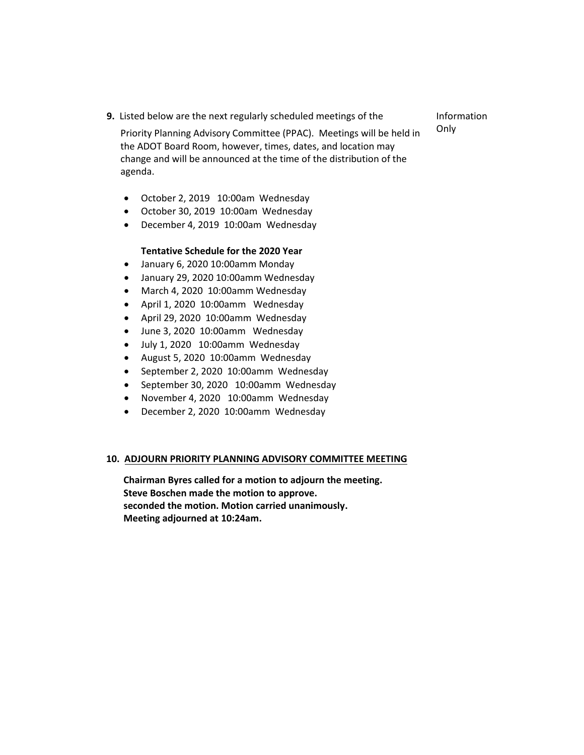**9.** Listed below are the next regularly scheduled meetings of the Priority Planning Advisory Committee (PPAC). Meetings will be held in the ADOT Board Room, however, times, dates, and location may change and will be announced at the time of the distribution of the agenda.

Information Only

- October 2, 2019 10:00am Wednesday
- October 30, 2019 10:00am Wednesday
- December 4, 2019 10:00am Wednesday

**Tentative Schedule for the 2020 Year**

- January 6, 2020 10:00amm Monday
- January 29, 2020 10:00amm Wednesday
- March 4, 2020 10:00amm Wednesday
- April 1, 2020 10:00amm Wednesday
- April 29, 2020 10:00amm Wednesday
- June 3, 2020 10:00amm Wednesday
- July 1, 2020 10:00amm Wednesday
- August 5, 2020 10:00amm Wednesday
- September 2, 2020 10:00amm Wednesday
- September 30, 2020 10:00amm Wednesday
- November 4, 2020 10:00amm Wednesday
- December 2, 2020 10:00amm Wednesday

**10. <u>ADJOURN PRIORITY PLANNING ADVISORY COMMITTEE MEETING</u>**

**Chairman Byres called for a motion to adjourn the meeting.**
**Steve Boschen made the motion to approve.**
**seconded the motion. Motion carried unanimously.**
**Meeting adjourned at 10:24am.**